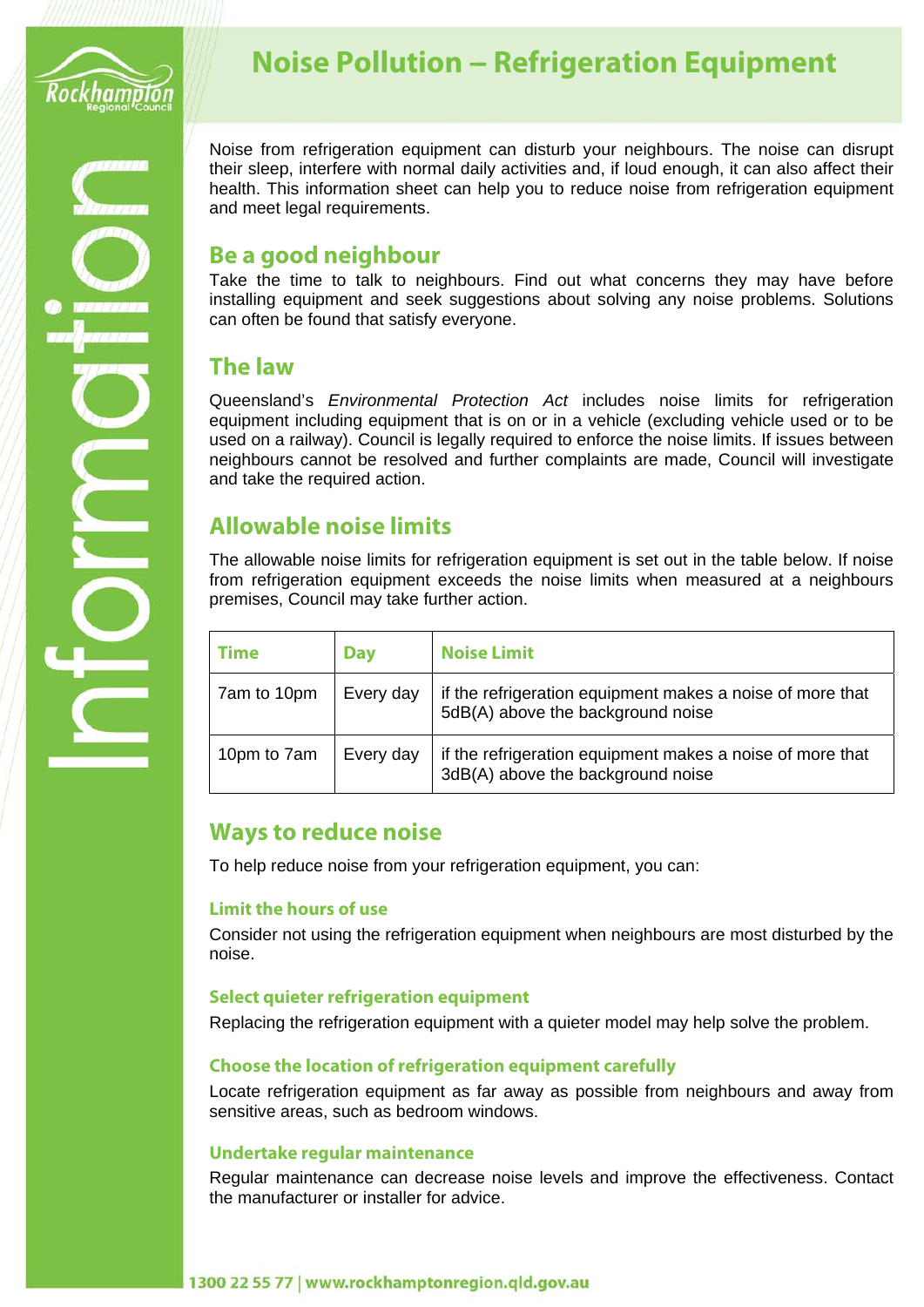# Noise Pollution – Refrigeration Equipment

Noise from refrigeration equipment can disturb your neighbours. The noise can disrupt their sleep, interfere with normal daily activities and, if loud enough, it can also affect their health. This information sheet can help you to reduce noise from refrigeration equipment and meet legal requirements.

## Be a good neighbour

Take the time to talk to neighbours. Find out what concerns they may have before installing equipment and seek suggestions about solving any noise problems. Solutions can often be found that satisfy everyone.

## The law

Queensland's *Environmental Protection Act* includes noise limits for refrigeration equipment including equipment that is on or in a vehicle (excluding vehicle used or to be used on a railway). Council is legally required to enforce the noise limits. If issues between neighbours cannot be resolved and further complaints are made, Council will investigate and take the required action.

## Allowable noise limits

The allowable noise limits for refrigeration equipment is set out in the table below. If noise from refrigeration equipment exceeds the noise limits when measured at a neighbours premises, Council may take further action.

| Time | Day | Noise Limit |
|---|---|---|
| 7am to 10pm | Every day | if the refrigeration equipment makes a noise of more that 5dB(A) above the background noise |
| 10pm to 7am | Every day | if the refrigeration equipment makes a noise of more that 3dB(A) above the background noise |

## Ways to reduce noise

To help reduce noise from your refrigeration equipment, you can:

### Limit the hours of use

Consider not using the refrigeration equipment when neighbours are most disturbed by the noise.

### Select quieter refrigeration equipment

Replacing the refrigeration equipment with a quieter model may help solve the problem.

### Choose the location of refrigeration equipment carefully

Locate refrigeration equipment as far away as possible from neighbours and away from sensitive areas, such as bedroom windows.

### Undertake regular maintenance

Regular maintenance can decrease noise levels and improve the effectiveness. Contact the manufacturer or installer for advice.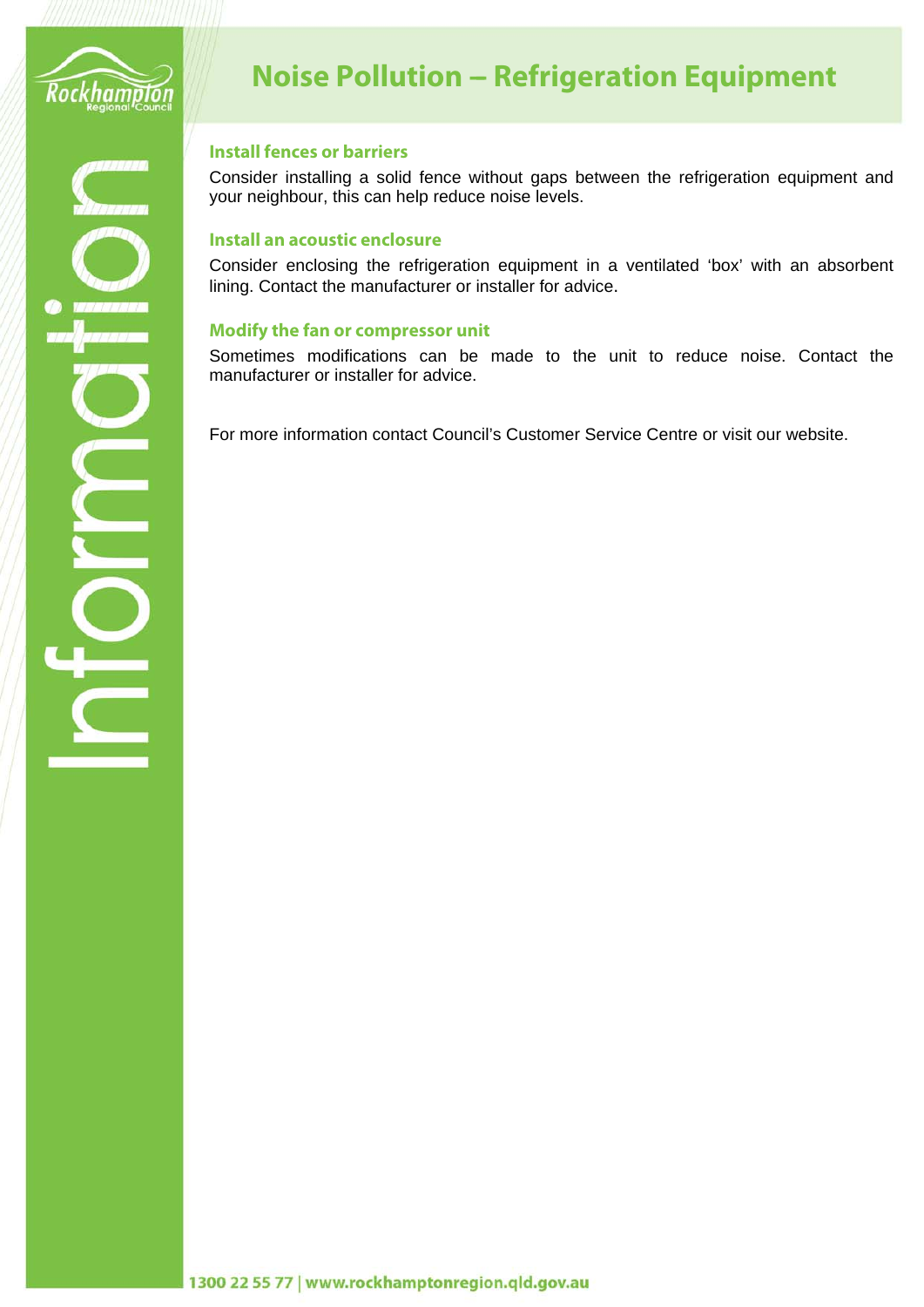# Noise Pollution – Refrigeration Equipment

### Install fences or barriers

Consider installing a solid fence without gaps between the refrigeration equipment and your neighbour, this can help reduce noise levels.

### Install an acoustic enclosure

Consider enclosing the refrigeration equipment in a ventilated 'box' with an absorbent lining. Contact the manufacturer or installer for advice.

### Modify the fan or compressor unit

Sometimes modifications can be made to the unit to reduce noise. Contact the manufacturer or installer for advice.

For more information contact Council's Customer Service Centre or visit our website.